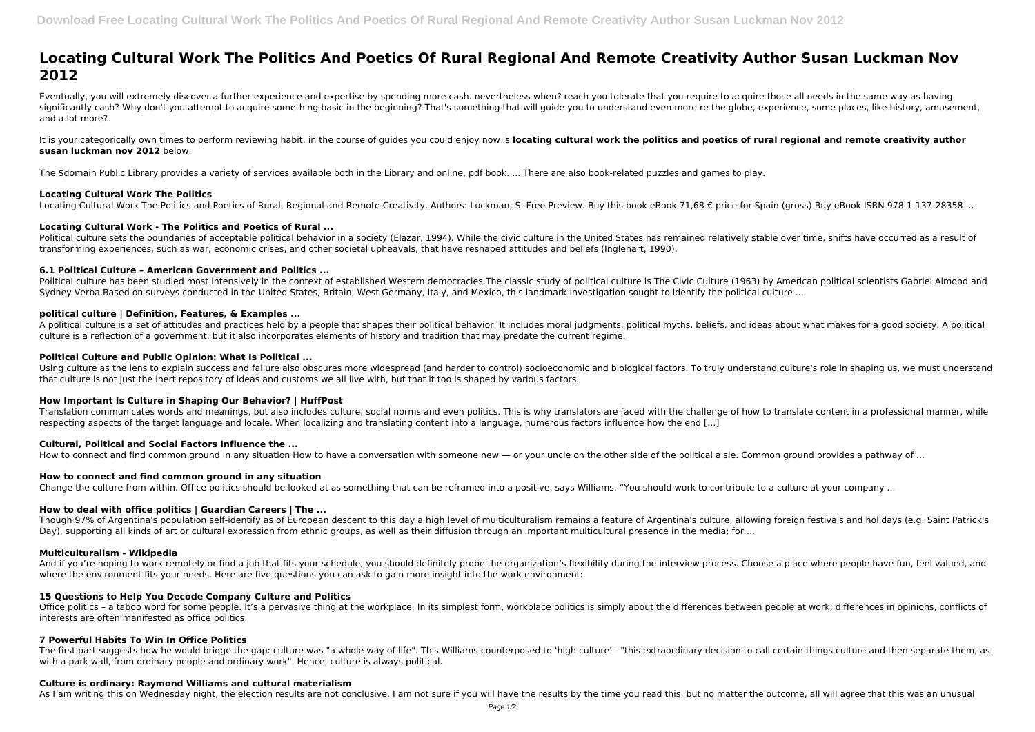# Locating Cultural Work The Politics And Poetics Of Rural Regional And Remote Creativity Author Susan Luckman Nov 2012

Eventually, you will extremely discover a further experience and expertise by spending more cash. nevertheless when? reach you tolerate that you require to acquire those all needs in the same way as having significantly cash? Why don't you attempt to acquire something basic in the beginning? That's something that will guide you to understand even more re the globe, experience, some places, like history, amusement, and a lot more?

It is your categorically own times to perform reviewing habit. in the course of guides you could enjoy now is **locating cultural work the politics and poetics of rural regional and remote creativity author susan luckman nov 2012** below.

The $domain Public Library provides a variety of services available both in the Library and online, pdf book. ... There are also book-related puzzles and games to play.

### Locating Cultural Work The Politics

Locating Cultural Work The Politics and Poetics of Rural, Regional and Remote Creativity. Authors: Luckman, S. Free Preview. Buy this book eBook 71,68 € price for Spain (gross) Buy eBook ISBN 978-1-137-28358 ...

### Locating Cultural Work - The Politics and Poetics of Rural ...

Political culture sets the boundaries of acceptable political behavior in a society (Elazar, 1994). While the civic culture in the United States has remained relatively stable over time, shifts have occurred as a result of transforming experiences, such as war, economic crises, and other societal upheavals, that have reshaped attitudes and beliefs (Inglehart, 1990).

### 6.1 Political Culture – American Government and Politics ...

Political culture has been studied most intensively in the context of established Western democracies.The classic study of political culture is The Civic Culture (1963) by American political scientists Gabriel Almond and Sydney Verba.Based on surveys conducted in the United States, Britain, West Germany, Italy, and Mexico, this landmark investigation sought to identify the political culture ...

### political culture | Definition, Features, & Examples ...

A political culture is a set of attitudes and practices held by a people that shapes their political behavior. It includes moral judgments, political myths, beliefs, and ideas about what makes for a good society. A political culture is a reflection of a government, but it also incorporates elements of history and tradition that may predate the current regime.

### Political Culture and Public Opinion: What Is Political ...

Using culture as the lens to explain success and failure also obscures more widespread (and harder to control) socioeconomic and biological factors. To truly understand culture's role in shaping us, we must understand that culture is not just the inert repository of ideas and customs we all live with, but that it too is shaped by various factors.

### How Important Is Culture in Shaping Our Behavior? | HuffPost

Translation communicates words and meanings, but also includes culture, social norms and even politics. This is why translators are faced with the challenge of how to translate content in a professional manner, while respecting aspects of the target language and locale. When localizing and translating content into a language, numerous factors influence how the end […]

### Cultural, Political and Social Factors Influence the ...

How to connect and find common ground in any situation How to have a conversation with someone new — or your uncle on the other side of the political aisle. Common ground provides a pathway of ...

### How to connect and find common ground in any situation

Change the culture from within. Office politics should be looked at as something that can be reframed into a positive, says Williams. “You should work to contribute to a culture at your company ...

### How to deal with office politics | Guardian Careers | The ...

Though 97% of Argentina's population self-identify as of European descent to this day a high level of multiculturalism remains a feature of Argentina's culture, allowing foreign festivals and holidays (e.g. Saint Patrick's Day), supporting all kinds of art or cultural expression from ethnic groups, as well as their diffusion through an important multicultural presence in the media; for ...

### Multiculturalism - Wikipedia

And if you’re hoping to work remotely or find a job that fits your schedule, you should definitely probe the organization’s flexibility during the interview process. Choose a place where people have fun, feel valued, and where the environment fits your needs. Here are five questions you can ask to gain more insight into the work environment:

### 15 Questions to Help You Decode Company Culture and Politics

Office politics – a taboo word for some people. It’s a pervasive thing at the workplace. In its simplest form, workplace politics is simply about the differences between people at work; differences in opinions, conflicts of interests are often manifested as office politics.

### 7 Powerful Habits To Win In Office Politics

The first part suggests how he would bridge the gap: culture was "a whole way of life". This Williams counterposed to 'high culture' - "this extraordinary decision to call certain things culture and then separate them, as with a park wall, from ordinary people and ordinary work". Hence, culture is always political.

### Culture is ordinary: Raymond Williams and cultural materialism

As I am writing this on Wednesday night, the election results are not conclusive. I am not sure if you will have the results by the time you read this, but no matter the outcome, all will agree that this was an unusual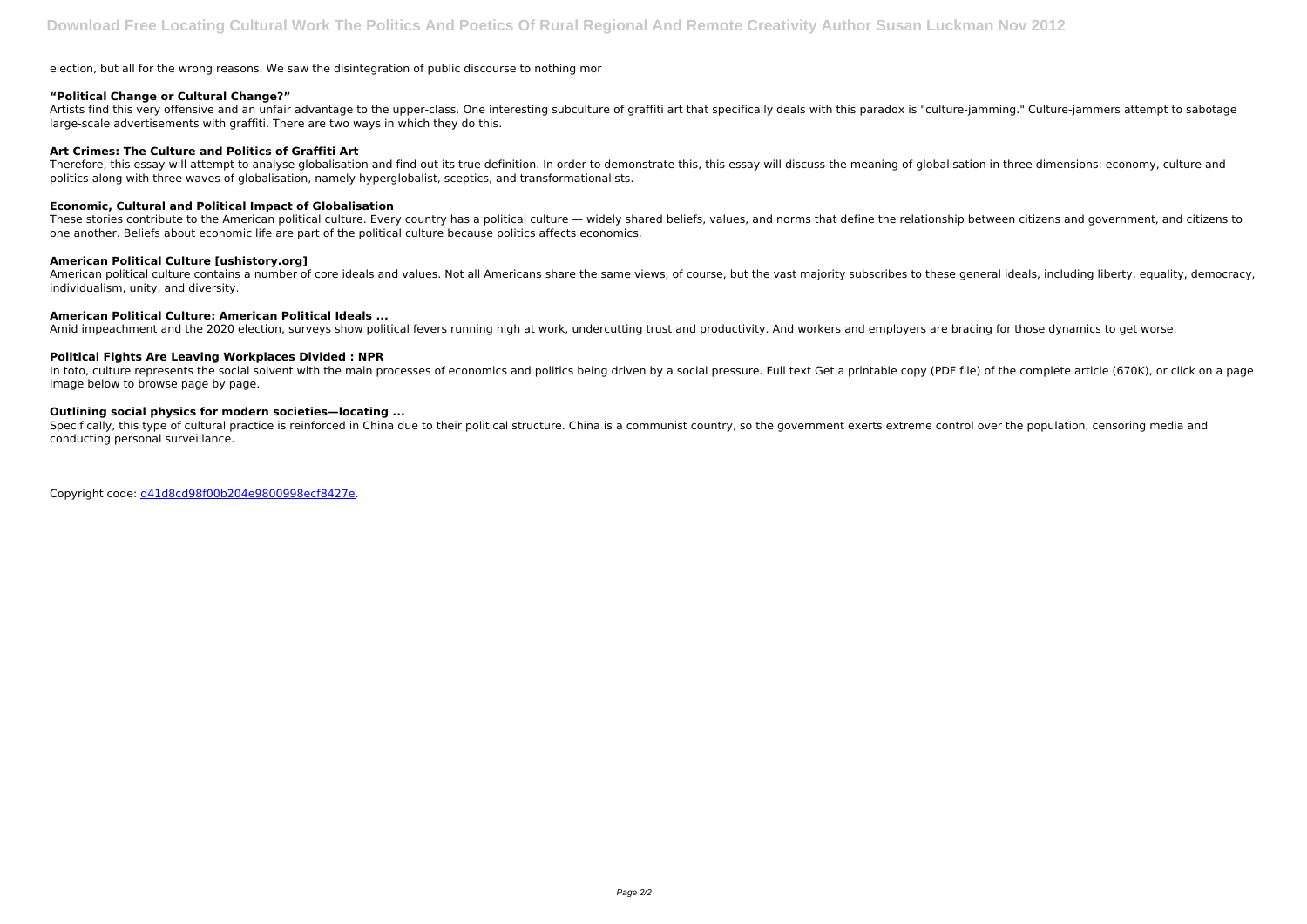election, but all for the wrong reasons. We saw the disintegration of public discourse to nothing mor

### "Political Change or Cultural Change?"

Artists find this very offensive and an unfair advantage to the upper-class. One interesting subculture of graffiti art that specifically deals with this paradox is "culture-jamming." Culture-jammers attempt to sabotage large-scale advertisements with graffiti. There are two ways in which they do this.

### Art Crimes: The Culture and Politics of Graffiti Art

Therefore, this essay will attempt to analyse globalisation and find out its true definition. In order to demonstrate this, this essay will discuss the meaning of globalisation in three dimensions: economy, culture and politics along with three waves of globalisation, namely hyperglobalist, sceptics, and transformationalists.

### Economic, Cultural and Political Impact of Globalisation

These stories contribute to the American political culture. Every country has a political culture — widely shared beliefs, values, and norms that define the relationship between citizens and government, and citizens to one another. Beliefs about economic life are part of the political culture because politics affects economics.

### American Political Culture [ushistory.org]

American political culture contains a number of core ideals and values. Not all Americans share the same views, of course, but the vast majority subscribes to these general ideals, including liberty, equality, democracy, individualism, unity, and diversity.

### American Political Culture: American Political Ideals ...

Amid impeachment and the 2020 election, surveys show political fevers running high at work, undercutting trust and productivity. And workers and employers are bracing for those dynamics to get worse.

### Political Fights Are Leaving Workplaces Divided : NPR

In toto, culture represents the social solvent with the main processes of economics and politics being driven by a social pressure. Full text Get a printable copy (PDF file) of the complete article (670K), or click on a page image below to browse page by page.

### Outlining social physics for modern societies—locating ...

Specifically, this type of cultural practice is reinforced in China due to their political structure. China is a communist country, so the government exerts extreme control over the population, censoring media and conducting personal surveillance.

Copyright code: d41d8cd98f00b204e9800998ecf8427e.